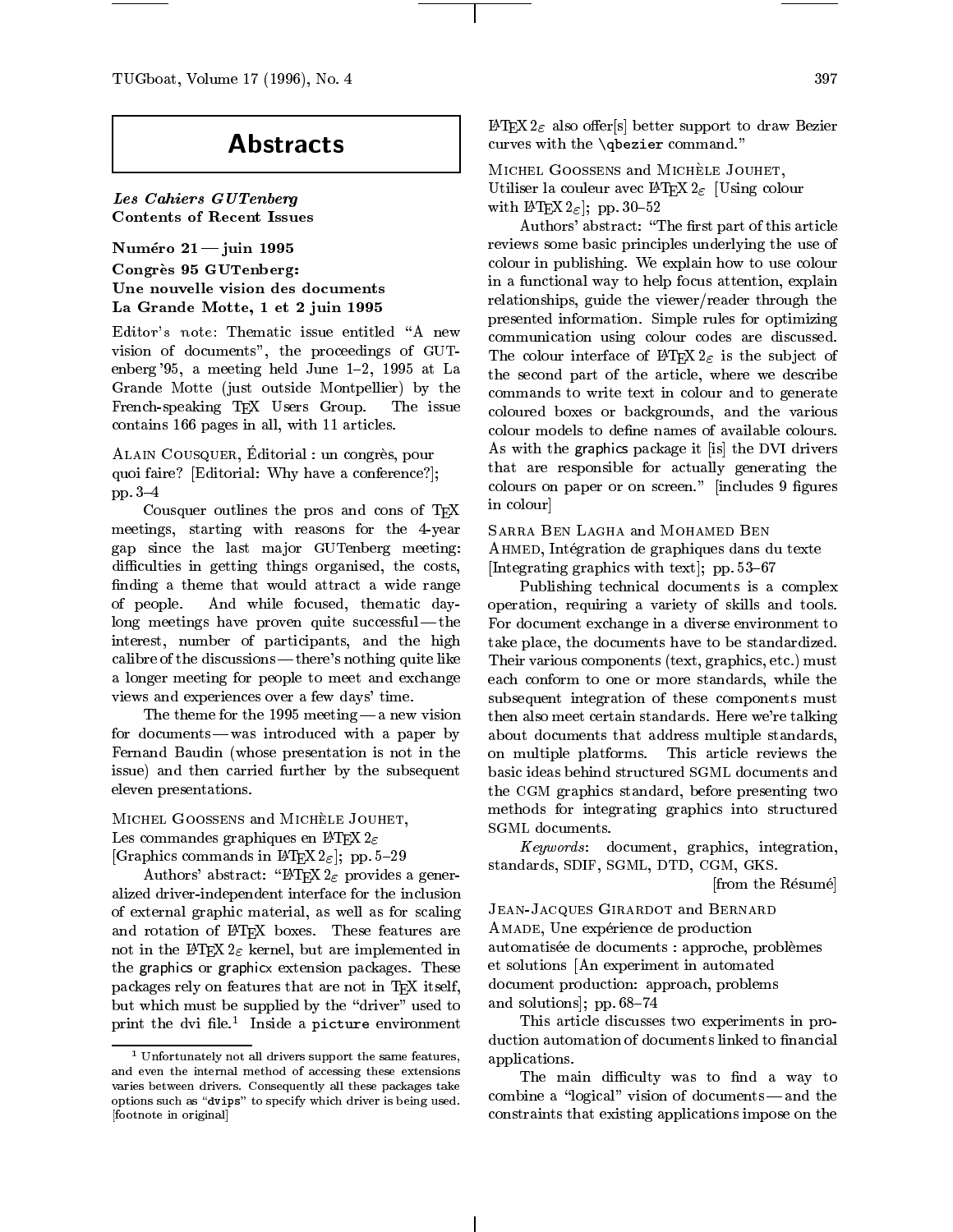# Abstracts

***Les Cahiers GUTenberg*** **Contents of Recent Issues**

## Numéro 21 — juin 1995

### Congrès 95 GUTenberg: Une nouvelle vision des documents La Grande Motte, 1 et 2 juin 1995

Editor's note: Thematic issue entitled "A new vision of documents", the proceedings of GUTenberg '95, a meeting held June 1–2, 1995 at La Grande Motte (just outside Montpellier) by the French-speaking TEX Users Group. The issue contains 166 pages in all, with 11 articles.

ALAIN COUSQUER, Éditorial : un congrès, pour quoi faire? [Editorial: Why have a conference?]; pp. 3–4

Cousquer outlines the pros and cons of TEX meetings, starting with reasons for the 4-year gap since the last major GUTenberg meeting: difficulties in getting things organised, the costs, finding a theme that would attract a wide range of people. And while focused, thematic day-long meetings have proven quite successful — the interest, number of participants, and the high calibre of the discussions — there's nothing quite like a longer meeting for people to meet and exchange views and experiences over a few days' time.

The theme for the 1995 meeting — a new vision for documents — was introduced with a paper by Fernand Baudin (whose presentation is not in the issue) and then carried further by the subsequent eleven presentations.

MICHEL GOOSSENS and MICHÈLE JOUHET, Les commandes graphiques en LATEX $2_\varepsilon$ [Graphics commands in LATEX $2_\varepsilon$]; pp. 5–29

Authors' abstract: "LATEX $2_\varepsilon$ provides a generalized driver-independent interface for the inclusion of external graphic material, as well as for scaling and rotation of LATEX boxes. These features are not in the LATEX $2_\varepsilon$ kernel, but are implemented in the graphics or graphicx extension packages. These packages rely on features that are not in TEX itself, but which must be supplied by the "driver" used to print the dvi file.[1] Inside a `picture` environment LATEX $2_\varepsilon$ also offer[s] better support to draw Bezier curves with the `\qbezier` command."

[1] Unfortunately not all drivers support the same features, and even the internal method of accessing these extensions varies between drivers. Consequently all these packages take options such as "`dvips`" to specify which driver is being used. [footnote in original]

MICHEL GOOSSENS and MICHÈLE JOUHET, Utiliser la couleur avec LATEX $2_\varepsilon$ [Using colour with LATEX $2_\varepsilon$]; pp. 30–52

Authors' abstract: "The first part of this article reviews some basic principles underlying the use of colour in publishing. We explain how to use colour in a functional way to help focus attention, explain relationships, guide the viewer/reader through the presented information. Simple rules for optimizing communication using colour codes are discussed. The colour interface of LATEX $2_\varepsilon$ is the subject of the second part of the article, where we describe commands to write text in colour and to generate coloured boxes or backgrounds, and the various colour models to define names of available colours. As with the graphics package it [is] the DVI drivers that are responsible for actually generating the colours on paper or on screen." [includes 9 figures in colour]

SARRA BEN LAGHA and MOHAMED BEN AHMED, Intégration de graphiques dans du texte [Integrating graphics with text]; pp. 53–67

Publishing technical documents is a complex operation, requiring a variety of skills and tools. For document exchange in a diverse environment to take place, the documents have to be standardized. Their various components (text, graphics, etc.) must each conform to one or more standards, while the subsequent integration of these components must then also meet certain standards. Here we're talking about documents that address multiple standards, on multiple platforms. This article reviews the basic ideas behind structured SGML documents and the CGM graphics standard, before presenting two methods for integrating graphics into structured SGML documents.

*Keywords*: document, graphics, integration, standards, SDIF, SGML, DTD, CGM, GKS.

[from the Résumé]

JEAN-JACQUES GIRARDOT and BERNARD AMADE, Une expérience de production automatisée de documents : approche, problèmes et solutions [An experiment in automated document production: approach, problems and solutions]; pp. 68–74

This article discusses two experiments in production automation of documents linked to financial applications.

The main difficulty was to find a way to combine a "logical" vision of documents — and the constraints that existing applications impose on the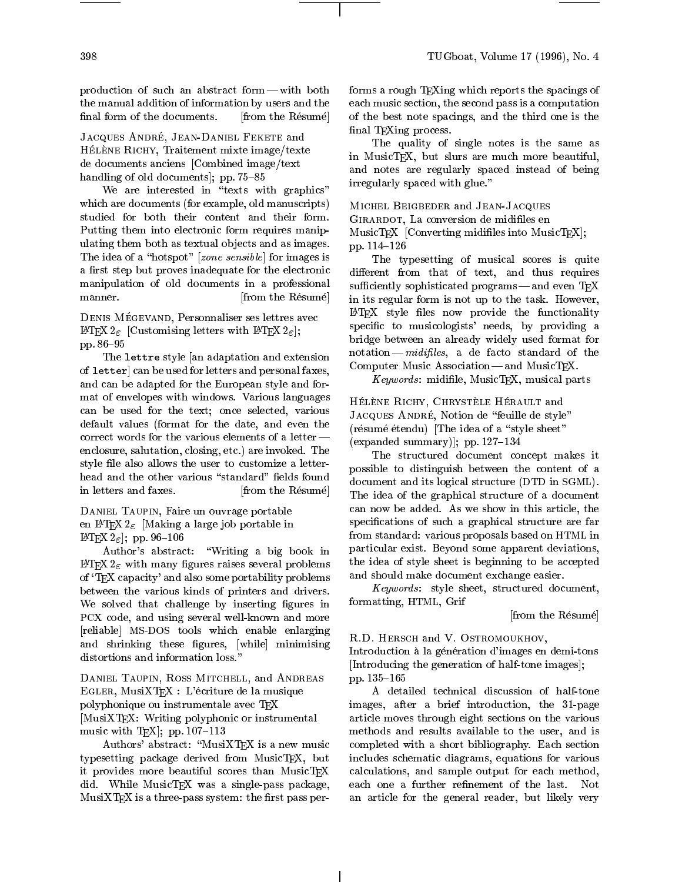production of such an abstract form — with both the manual addition of information by users and the final form of the documents. [from the Résumé]

Jacques André, Jean-Daniel Fekete and Hélène Richy, Traitement mixte image/texte de documents anciens [Combined image/text handling of old documents]; pp. 75–85

We are interested in "texts with graphics" which are documents (for example, old manuscripts) studied for both their content and their form. Putting them into electronic form requires manipulating them both as textual objects and as images. The idea of a "hotspot" [*zone sensible*] for images is a first step but proves inadequate for the electronic manipulation of old documents in a professional manner. [from the Résumé]

Denis Mégevand, Personnaliser ses lettres avec LaTeX $2_\varepsilon$ [Customising letters with LaTeX $2_\varepsilon$]; pp. 86–95

The `lettre` style [an adaptation and extension of `letter`] can be used for letters and personal faxes, and can be adapted for the European style and format of envelopes with windows. Various languages can be used for the text; once selected, various default values (format for the date, and even the correct words for the various elements of a letter — enclosure, salutation, closing, etc.) are invoked. The style file also allows the user to customize a letterhead and the other various "standard" fields found in letters and faxes. [from the Résumé]

Daniel Taupin, Faire un ouvrage portable en LaTeX $2_\varepsilon$ [Making a large job portable in LaTeX $2_\varepsilon$]; pp. 96–106

Author's abstract: "Writing a big book in LaTeX $2_\varepsilon$ with many figures raises several problems of 'TeX capacity' and also some portability problems between the various kinds of printers and drivers. We solved that challenge by inserting figures in PCX code, and using several well-known and more [reliable] MS-DOS tools which enable enlarging and shrinking these figures, [while] minimising distortions and information loss."

Daniel Taupin, Ross Mitchell, and Andreas Egler, MusiXTeX : L'écriture de la musique polyphonique ou instrumentale avec TeX [MusiXTeX: Writing polyphonic or instrumental music with TeX]; pp. 107–113

Authors' abstract: "MusiXTeX is a new music typesetting package derived from MusicTeX, but it provides more beautiful scores than MusicTeX did. While MusicTeX was a single-pass package, MusiXTeX is a three-pass system: the first pass performs a rough TeXing which reports the spacings of each music section, the second pass is a computation of the best note spacings, and the third one is the final TeXing process.

The quality of single notes is the same as in MusicTeX, but slurs are much more beautiful, and notes are regularly spaced instead of being irregularly spaced with glue."

Michel Beigbeder and Jean-Jacques Girardot, La conversion de midifiles en MusicTeX [Converting midifiles into MusicTeX]; pp. 114–126

The typesetting of musical scores is quite different from that of text, and thus requires sufficiently sophisticated programs — and even TeX in its regular form is not up to the task. However, LaTeX style files now provide the functionality specific to musicologists' needs, by providing a bridge between an already widely used format for notation — *midifiles*, a de facto standard of the Computer Music Association — and MusicTeX.

*Keywords*: midifile, MusicTeX, musical parts

Hélène Richy, Chrystèle Hérault and Jacques André, Notion de "feuille de style" (résumé étendu) [The idea of a "style sheet" (expanded summary)]; pp. 127–134

The structured document concept makes it possible to distinguish between the content of a document and its logical structure (DTD in SGML). The idea of the graphical structure of a document can now be added. As we show in this article, the specifications of such a graphical structure are far from standard: various proposals based on HTML in particular exist. Beyond some apparent deviations, the idea of style sheet is beginning to be accepted and should make document exchange easier.

*Keywords*: style sheet, structured document, formatting, HTML, Grif

[from the Résumé]

R.D. Hersch and V. Ostromoukhov, Introduction à la génération d'images en demi-tons [Introducing the generation of half-tone images]; pp. 135–165

A detailed technical discussion of half-tone images, after a brief introduction, the 31-page article moves through eight sections on the various methods and results available to the user, and is completed with a short bibliography. Each section includes schematic diagrams, equations for various calculations, and sample output for each method, each one a further refinement of the last. Not an article for the general reader, but likely very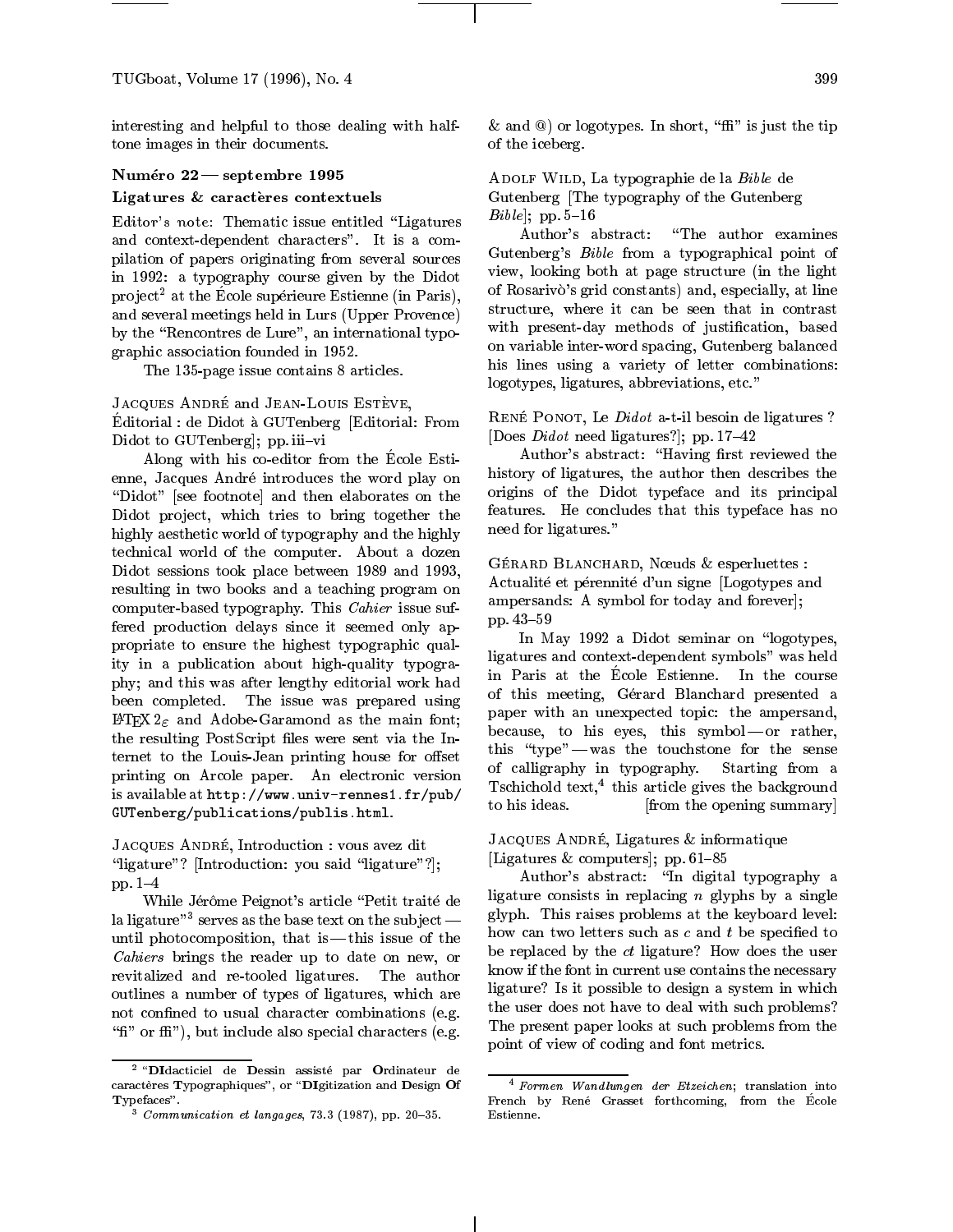interesting and helpful to those dealing with halftone images in their documents.

### Numéro 22 — septembre 1995

#### Ligatures & caractères contextuels

Editor's note: Thematic issue entitled "Ligatures and context-dependent characters". It is a compilation of papers originating from several sources in 1992: a typography course given by the Didot project[2] at the École supérieure Estienne (in Paris), and several meetings held in Lurs (Upper Provence) by the "Rencontres de Lure", an international typographic association founded in 1952.

The 135-page issue contains 8 articles.

Jacques André and Jean-Louis Estève, Éditorial : de Didot à GUTenberg [Editorial: From Didot to GUTenberg]; pp. iii–vi

Along with his co-editor from the École Estienne, Jacques André introduces the word play on "Didot" [see footnote] and then elaborates on the Didot project, which tries to bring together the highly aesthetic world of typography and the highly technical world of the computer. About a dozen Didot sessions took place between 1989 and 1993, resulting in two books and a teaching program on computer-based typography. This *Cahier* issue suffered production delays since it seemed only appropriate to ensure the highest typographic quality in a publication about high-quality typography; and this was after lengthy editorial work had been completed. The issue was prepared using LaTeX $2_\varepsilon$ and Adobe-Garamond as the main font; the resulting PostScript files were sent via the Internet to the Louis-Jean printing house for offset printing on Arcole paper. An electronic version is available at `http://www.univ-rennes1.fr/pub/GUTenberg/publications/publis.html`.

Jacques André, Introduction : vous avez dit "ligature"? [Introduction: you said "ligature"?]; pp. 1–4

While Jérôme Peignot's article "Petit traité de la ligature"[3] serves as the base text on the subject — until photocomposition, that is — this issue of the *Cahiers* brings the reader up to date on new, or revitalized and re-tooled ligatures. The author outlines a number of types of ligatures, which are not confined to usual character combinations (e.g. "fi" or ffi"), but include also special characters (e.g. & and @) or logotypes. In short, "ffi" is just the tip of the iceberg.

Adolf Wild, La typographie de la *Bible* de Gutenberg [The typography of the Gutenberg *Bible*]; pp. 5–16

Author's abstract: "The author examines Gutenberg's *Bible* from a typographical point of view, looking both at page structure (in the light of Rosarivò's grid constants) and, especially, at line structure, where it can be seen that in contrast with present-day methods of justification, based on variable inter-word spacing, Gutenberg balanced his lines using a variety of letter combinations: logotypes, ligatures, abbreviations, etc."

René Ponot, Le *Didot* a-t-il besoin de ligatures ? [Does *Didot* need ligatures?]; pp. 17–42

Author's abstract: "Having first reviewed the history of ligatures, the author then describes the origins of the Didot typeface and its principal features. He concludes that this typeface has no need for ligatures."

Gérard Blanchard, Nœuds & esperluettes : Actualité et pérennité d'un signe [Logotypes and ampersands: A symbol for today and forever]; pp. 43–59

In May 1992 a Didot seminar on "logotypes, ligatures and context-dependent symbols" was held in Paris at the École Estienne. In the course of this meeting, Gérard Blanchard presented a paper with an unexpected topic: the ampersand, because, to his eyes, this symbol — or rather, this "type" — was the touchstone for the sense of calligraphy in typography. Starting from a Tschichold text,[4] this article gives the background to his ideas. [from the opening summary]

Jacques André, Ligatures & informatique [Ligatures & computers]; pp. 61–85

Author's abstract: "In digital typography a ligature consists in replacing $n$ glyphs by a single glyph. This raises problems at the keyboard level: how can two letters such as *c* and *t* be specified to be replaced by the *ct* ligature? How does the user know if the font in current use contains the necessary ligature? Is it possible to design a system in which the user does not have to deal with such problems? The present paper looks at such problems from the point of view of coding and font metrics.

---

[2] "**DI**dacticiel de **D**essin assisté par **O**rdinateur de caractères **T**ypographiques", or "**DI**gitization and **D**esign **O**f **T**ypefaces".

[3] *Communication et langages*, 73.3 (1987), pp. 20–35.

[4] *Formen Wandlungen der Etzeichen*; translation into French by René Grasset forthcoming, from the École Estienne.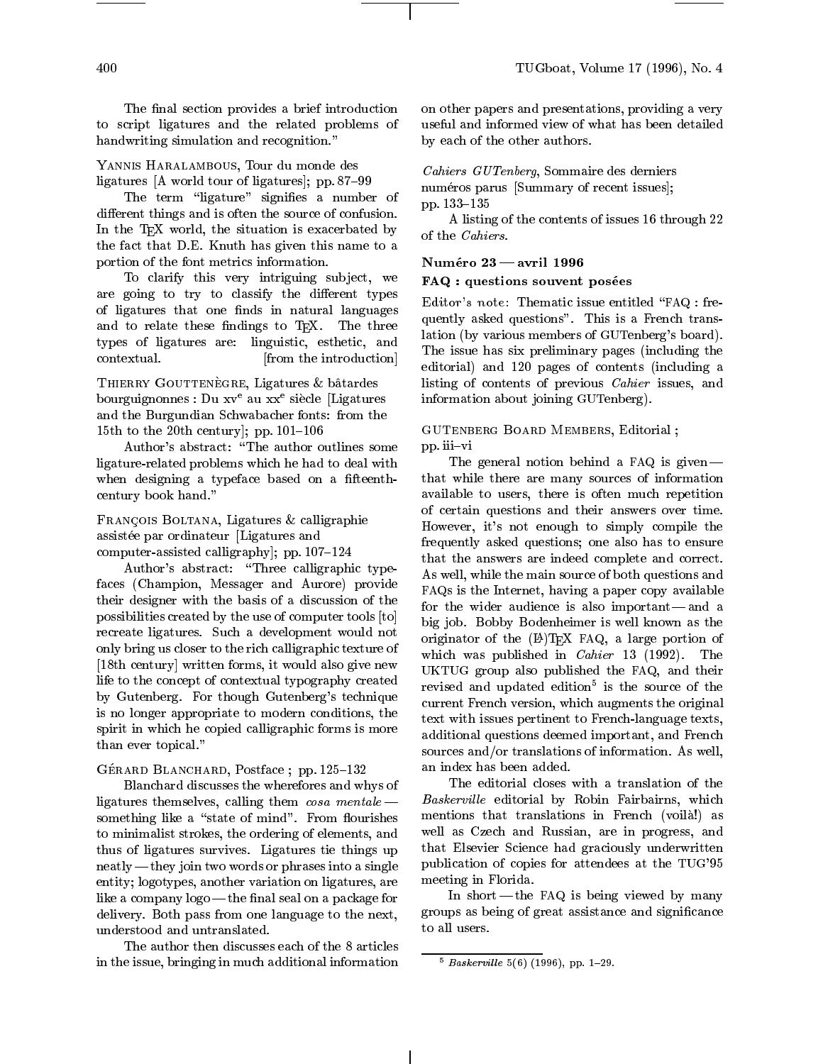The final section provides a brief introduction to script ligatures and the related problems of handwriting simulation and recognition."

Yannis Haralambous, Tour du monde des ligatures [A world tour of ligatures]; pp. 87–99

The term "ligature" signifies a number of different things and is often the source of confusion. In the TeX world, the situation is exacerbated by the fact that D.E. Knuth has given this name to a portion of the font metrics information.

To clarify this very intriguing subject, we are going to try to classify the different types of ligatures that one finds in natural languages and to relate these findings to TeX. The three types of ligatures are: linguistic, esthetic, and contextual. [from the introduction]

Thierry Gouttenègre, Ligatures & bâtardes bourguignonnes : Du xv^e au xx^e siècle [Ligatures and the Burgundian Schwabacher fonts: from the 15th to the 20th century]; pp. 101–106

Author's abstract: "The author outlines some ligature-related problems which he had to deal with when designing a typeface based on a fifteenth-century book hand."

François Boltana, Ligatures & calligraphie assistée par ordinateur [Ligatures and computer-assisted calligraphy]; pp. 107–124

Author's abstract: "Three calligraphic typefaces (Champion, Messager and Aurore) provide their designer with the basis of a discussion of the possibilities created by the use of computer tools [to] recreate ligatures. Such a development would not only bring us closer to the rich calligraphic texture of [18th century] written forms, it would also give new life to the concept of contextual typography created by Gutenberg. For though Gutenberg's technique is no longer appropriate to modern conditions, the spirit in which he copied calligraphic forms is more than ever topical."

Gérard Blanchard, Postface ; pp. 125–132

Blanchard discusses the wherefores and whys of ligatures themselves, calling them *cosa mentale* — something like a "state of mind". From flourishes to minimalist strokes, the ordering of elements, and thus of ligatures survives. Ligatures tie things up neatly — they join two words or phrases into a single entity; logotypes, another variation on ligatures, are like a company logo — the final seal on a package for delivery. Both pass from one language to the next, understood and untranslated.

The author then discusses each of the 8 articles in the issue, bringing in much additional information on other papers and presentations, providing a very useful and informed view of what has been detailed by each of the other authors.

*Cahiers GUTenberg*, Sommaire des derniers numéros parus [Summary of recent issues]; pp. 133–135

A listing of the contents of issues 16 through 22 of the *Cahiers*.

### Numéro 23 — avril 1996

#### FAQ : questions souvent posées

Editor's note: Thematic issue entitled "FAQ : frequently asked questions". This is a French translation (by various members of GUTenberg's board). The issue has six preliminary pages (including the editorial) and 120 pages of contents (including a listing of contents of previous *Cahier* issues, and information about joining GUTenberg).

GUTenberg Board Members, Editorial ; pp. iii–vi

The general notion behind a FAQ is given — that while there are many sources of information available to users, there is often much repetition of certain questions and their answers over time. However, it's not enough to simply compile the frequently asked questions; one also has to ensure that the answers are indeed complete and correct. As well, while the main source of both questions and FAQs is the Internet, having a paper copy available for the wider audience is also important — and a big job. Bobby Bodenheimer is well known as the originator of the (LA)TeX FAQ, a large portion of which was published in *Cahier* 13 (1992). The UKTUG group also published the FAQ, and their revised and updated edition[5] is the source of the current French version, which augments the original text with issues pertinent to French-language texts, additional questions deemed important, and French sources and/or translations of information. As well, an index has been added.

The editorial closes with a translation of the *Baskerville* editorial by Robin Fairbairns, which mentions that translations in French (voilà!) as well as Czech and Russian, are in progress, and that Elsevier Science had graciously underwritten publication of copies for attendees at the TUG'95 meeting in Florida.

In short — the FAQ is being viewed by many groups as being of great assistance and significance to all users.

[5] *Baskerville* 5(6) (1996), pp. 1–29.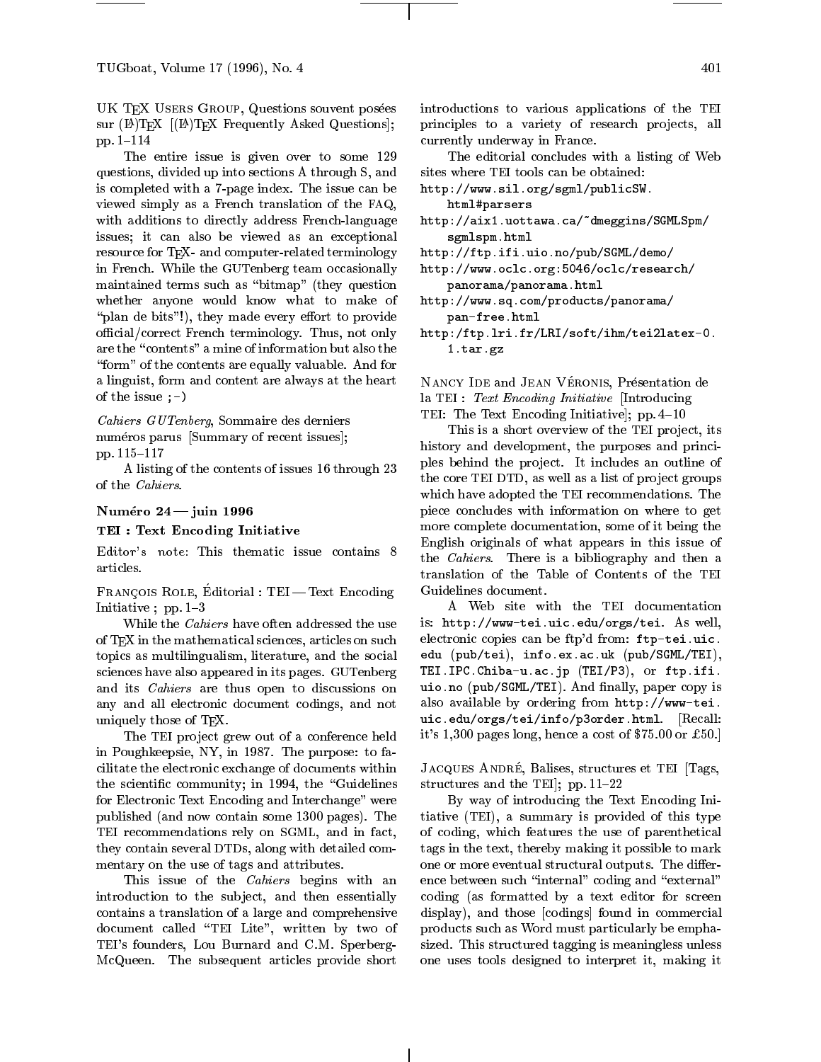UK TeX Users Group, Questions souvent posées sur (LA)TeX [(LA)TeX Frequently Asked Questions]; pp. 1–114

The entire issue is given over to some 129 questions, divided up into sections A through S, and is completed with a 7-page index. The issue can be viewed simply as a French translation of the FAQ, with additions to directly address French-language issues; it can also be viewed as an exceptional resource for TeX- and computer-related terminology in French. While the GUTenberg team occasionally maintained terms such as "bitmap" (they question whether anyone would know what to make of "plan de bits"!), they made every effort to provide official/correct French terminology. Thus, not only are the "contents" a mine of information but also the "form" of the contents are equally valuable. And for a linguist, form and content are always at the heart of the issue ;-)

*Cahiers GUTenberg*, Sommaire des derniers numéros parus [Summary of recent issues]; pp. 115–117

A listing of the contents of issues 16 through 23 of the *Cahiers*.

### Numéro 24 — juin 1996

### TEI : Text Encoding Initiative

Editor's note: This thematic issue contains 8 articles.

François Role, Éditorial : TEI — Text Encoding Initiative ; pp. 1–3

While the *Cahiers* have often addressed the use of TeX in the mathematical sciences, articles on such topics as multilingualism, literature, and the social sciences have also appeared in its pages. GUTenberg and its *Cahiers* are thus open to discussions on any and all electronic document codings, and not uniquely those of TeX.

The TEI project grew out of a conference held in Poughkeepsie, NY, in 1987. The purpose: to facilitate the electronic exchange of documents within the scientific community; in 1994, the "Guidelines for Electronic Text Encoding and Interchange" were published (and now contain some 1300 pages). The TEI recommendations rely on SGML, and in fact, they contain several DTDs, along with detailed commentary on the use of tags and attributes.

This issue of the *Cahiers* begins with an introduction to the subject, and then essentially contains a translation of a large and comprehensive document called "TEI Lite", written by two of TEI's founders, Lou Burnard and C.M. Sperberg-McQueen. The subsequent articles provide short introductions to various applications of the TEI principles to a variety of research projects, all currently underway in France.

The editorial concludes with a listing of Web sites where TEI tools can be obtained:

```
http://www.sil.org/sgml/publicSW.html#parsers
http://aix1.uottawa.ca/~dmeggins/SGMLSpm/sgmlspm.html
http://ftp.ifi.uio.no/pub/SGML/demo/
http://www.oclc.org:5046/oclc/research/panorama/panorama.html
http://www.sq.com/products/panorama/pan-free.html
http:/ftp.lri.fr/LRI/soft/ihm/tei2latex-0.1.tar.gz
```

Nancy Ide and Jean Véronis, Présentation de la TEI : *Text Encoding Initiative* [Introducing TEI: The Text Encoding Initiative]; pp. 4–10

This is a short overview of the TEI project, its history and development, the purposes and principles behind the project. It includes an outline of the core TEI DTD, as well as a list of project groups which have adopted the TEI recommendations. The piece concludes with information on where to get more complete documentation, some of it being the English originals of what appears in this issue of the *Cahiers*. There is a bibliography and then a translation of the Table of Contents of the TEI Guidelines document.

A Web site with the TEI documentation is: `http://www-tei.uic.edu/orgs/tei`. As well, electronic copies can be ftp'd from: `ftp-tei.uic.edu` (`pub/tei`), `info.ex.ac.uk` (`pub/SGML/TEI`), `TEI.IPC.Chiba-u.ac.jp` (`TEI/P3`), or `ftp.ifi.uio.no` (`pub/SGML/TEI`). And finally, paper copy is also available by ordering from `http://www-tei.uic.edu/orgs/tei/info/p3order.html`. [Recall: it's 1,300 pages long, hence a cost of $75.00 or £50.]

Jacques André, Balises, structures et TEI [Tags, structures and the TEI]; pp. 11–22

By way of introducing the Text Encoding Initiative (TEI), a summary is provided of this type of coding, which features the use of parenthetical tags in the text, thereby making it possible to mark one or more eventual structural outputs. The difference between such "internal" coding and "external" coding (as formatted by a text editor for screen display), and those [codings] found in commercial products such as Word must particularly be emphasized. This structured tagging is meaningless unless one uses tools designed to interpret it, making it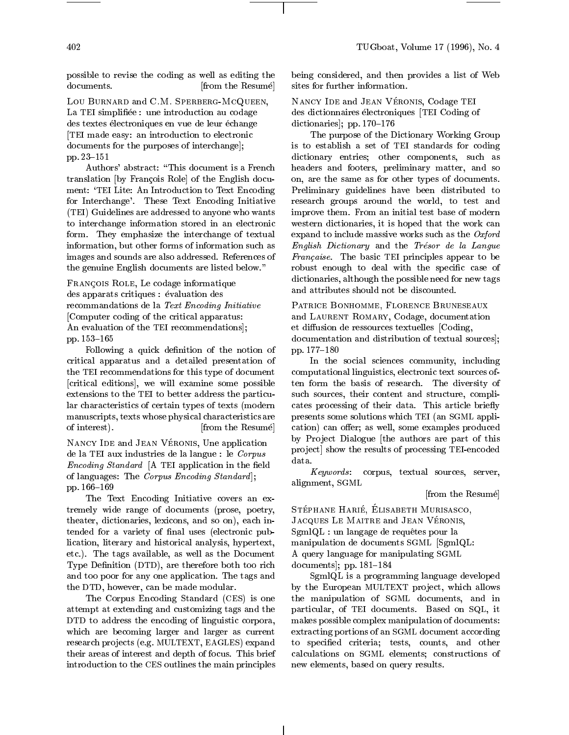possible to revise the coding as well as editing the documents. [from the Resumé]

Lou Burnard and C.M. Sperberg-McQueen, La TEI simplifiée : une introduction au codage des textes électroniques en vue de leur échange [TEI made easy: an introduction to electronic documents for the purposes of interchange]; pp. 23–151

Authors' abstract: "This document is a French translation [by François Role] of the English document: 'TEI Lite: An Introduction to Text Encoding for Interchange'. These Text Encoding Initiative (TEI) Guidelines are addressed to anyone who wants to interchange information stored in an electronic form. They emphasize the interchange of textual information, but other forms of information such as images and sounds are also addressed. References of the genuine English documents are listed below."

François Role, Le codage informatique des apparats critiques : évaluation des recommandations de la *Text Encoding Initiative* [Computer coding of the critical apparatus: An evaluation of the TEI recommendations]; pp. 153–165

Following a quick definition of the notion of critical apparatus and a detailed presentation of the TEI recommendations for this type of document [critical editions], we will examine some possible extensions to the TEI to better address the particular characteristics of certain types of texts (modern manuscripts, texts whose physical characteristics are of interest). [from the Resumé]

Nancy Ide and Jean Véronis, Une application de la TEI aux industries de la langue : le *Corpus Encoding Standard* [A TEI application in the field of languages: The *Corpus Encoding Standard*]; pp. 166–169

The Text Encoding Initiative covers an extremely wide range of documents (prose, poetry, theater, dictionaries, lexicons, and so on), each intended for a variety of final uses (electronic publication, literary and historical analysis, hypertext, etc.). The tags available, as well as the Document Type Definition (DTD), are therefore both too rich and too poor for any one application. The tags and the DTD, however, can be made modular.

The Corpus Encoding Standard (CES) is one attempt at extending and customizing tags and the DTD to address the encoding of linguistic corpora, which are becoming larger and larger as current research projects (e.g. MULTEXT, EAGLES) expand their areas of interest and depth of focus. This brief introduction to the CES outlines the main principles being considered, and then provides a list of Web sites for further information.

Nancy Ide and Jean Véronis, Codage TEI des dictionnaires électroniques [TEI Coding of dictionaries]; pp. 170–176

The purpose of the Dictionary Working Group is to establish a set of TEI standards for coding dictionary entries; other components, such as headers and footers, preliminary matter, and so on, are the same as for other types of documents. Preliminary guidelines have been distributed to research groups around the world, to test and improve them. From an initial test base of modern western dictionaries, it is hoped that the work can expand to include massive works such as the *Oxford English Dictionary* and the *Trésor de la Langue Française*. The basic TEI principles appear to be robust enough to deal with the specific case of dictionaries, although the possible need for new tags and attributes should not be discounted.

Patrice Bonhomme, Florence Bruneseaux and Laurent Romary, Codage, documentation et diffusion de ressources textuelles [Coding, documentation and distribution of textual sources]; pp. 177–180

In the social sciences community, including computational linguistics, electronic text sources often form the basis of research. The diversity of such sources, their content and structure, complicates processing of their data. This article briefly presents some solutions which TEI (an SGML application) can offer; as well, some examples produced by Project Dialogue [the authors are part of this project] show the results of processing TEI-encoded data.

*Keywords*: corpus, textual sources, server, alignment, SGML

[from the Resumé]

Stéphane Harié, Élisabeth Murisasco, Jacques Le Maitre and Jean Véronis, SgmlQL : un langage de requêtes pour la manipulation de documents SGML [SgmlQL: A query language for manipulating SGML documents]; pp. 181–184

SgmlQL is a programming language developed by the European MULTEXT project, which allows the manipulation of SGML documents, and in particular, of TEI documents. Based on SQL, it makes possible complex manipulation of documents: extracting portions of an SGML document according to specified criteria; tests, counts, and other calculations on SGML elements; constructions of new elements, based on query results.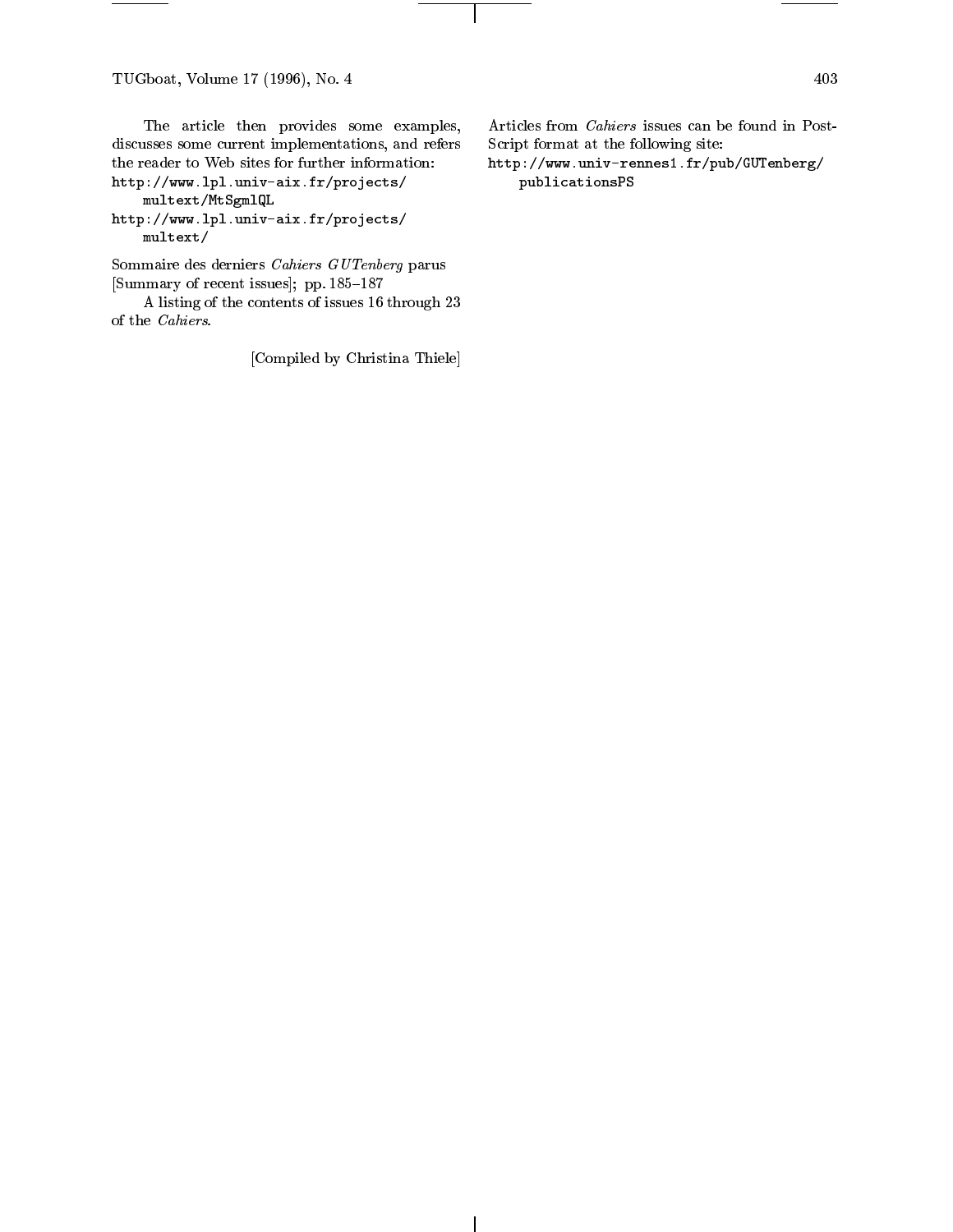The article then provides some examples, discusses some current implementations, and refers the reader to Web sites for further information:
http://www.lpl.univ-aix.fr/projects/multext/MtSgmlQL
http://www.lpl.univ-aix.fr/projects/multext/

Sommaire des derniers *Cahiers GUTenberg* parus [Summary of recent issues]; pp. 185–187

A listing of the contents of issues 16 through 23 of the *Cahiers*.

Articles from *Cahiers* issues can be found in PostScript format at the following site:
http://www.univ-rennes1.fr/pub/GUTenberg/publicationsPS

[Compiled by Christina Thiele]